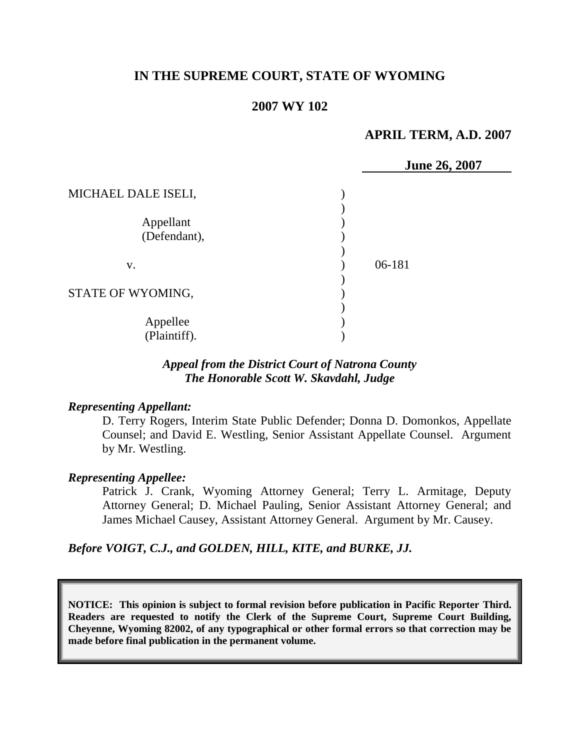# IN THE SUPREME COURT, STATE OF WYOMING

## 2007 WY 102

**APRIL TERM, A.D. 2007**

**June 26, 2007**

| | | |
|---|---|---|
| MICHAEL DALE ISELI, | ) | |
| Appellant (Defendant), | ) | |
| v. | ) | 06-181 |
| STATE OF WYOMING, | ) | |
| Appellee (Plaintiff). | ) | |

*Appeal from the District Court of Natrona County*
*The Honorable Scott W. Skavdahl, Judge*

***Representing Appellant:***

D. Terry Rogers, Interim State Public Defender; Donna D. Domonkos, Appellate Counsel; and David E. Westling, Senior Assistant Appellate Counsel. Argument by Mr. Westling.

***Representing Appellee:***

Patrick J. Crank, Wyoming Attorney General; Terry L. Armitage, Deputy Attorney General; D. Michael Pauling, Senior Assistant Attorney General; and James Michael Causey, Assistant Attorney General. Argument by Mr. Causey.

***Before VOIGT, C.J., and GOLDEN, HILL, KITE, and BURKE, JJ.***

**NOTICE: This opinion is subject to formal revision before publication in Pacific Reporter Third. Readers are requested to notify the Clerk of the Supreme Court, Supreme Court Building, Cheyenne, Wyoming 82002, of any typographical or other formal errors so that correction may be made before final publication in the permanent volume.**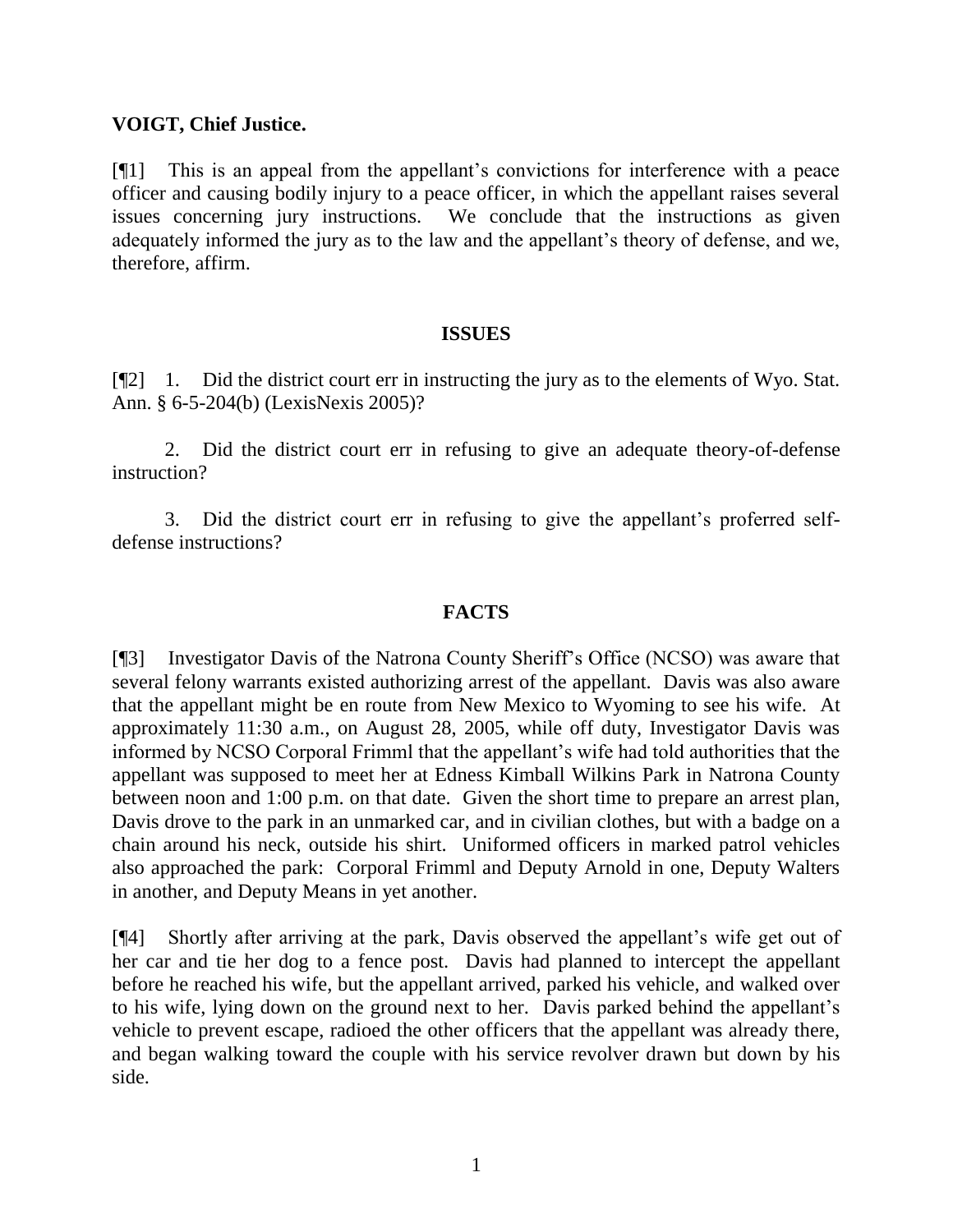**VOIGT, Chief Justice.**

[¶1] This is an appeal from the appellant's convictions for interference with a peace officer and causing bodily injury to a peace officer, in which the appellant raises several issues concerning jury instructions. We conclude that the instructions as given adequately informed the jury as to the law and the appellant's theory of defense, and we, therefore, affirm.

## ISSUES

[¶2] 1. Did the district court err in instructing the jury as to the elements of Wyo. Stat. Ann. § 6-5-204(b) (LexisNexis 2005)?

2. Did the district court err in refusing to give an adequate theory-of-defense instruction?

3. Did the district court err in refusing to give the appellant's proferred self-defense instructions?

## FACTS

[¶3] Investigator Davis of the Natrona County Sheriff's Office (NCSO) was aware that several felony warrants existed authorizing arrest of the appellant. Davis was also aware that the appellant might be en route from New Mexico to Wyoming to see his wife. At approximately 11:30 a.m., on August 28, 2005, while off duty, Investigator Davis was informed by NCSO Corporal Frimml that the appellant's wife had told authorities that the appellant was supposed to meet her at Edness Kimball Wilkins Park in Natrona County between noon and 1:00 p.m. on that date. Given the short time to prepare an arrest plan, Davis drove to the park in an unmarked car, and in civilian clothes, but with a badge on a chain around his neck, outside his shirt. Uniformed officers in marked patrol vehicles also approached the park: Corporal Frimml and Deputy Arnold in one, Deputy Walters in another, and Deputy Means in yet another.

[¶4] Shortly after arriving at the park, Davis observed the appellant's wife get out of her car and tie her dog to a fence post. Davis had planned to intercept the appellant before he reached his wife, but the appellant arrived, parked his vehicle, and walked over to his wife, lying down on the ground next to her. Davis parked behind the appellant's vehicle to prevent escape, radioed the other officers that the appellant was already there, and began walking toward the couple with his service revolver drawn but down by his side.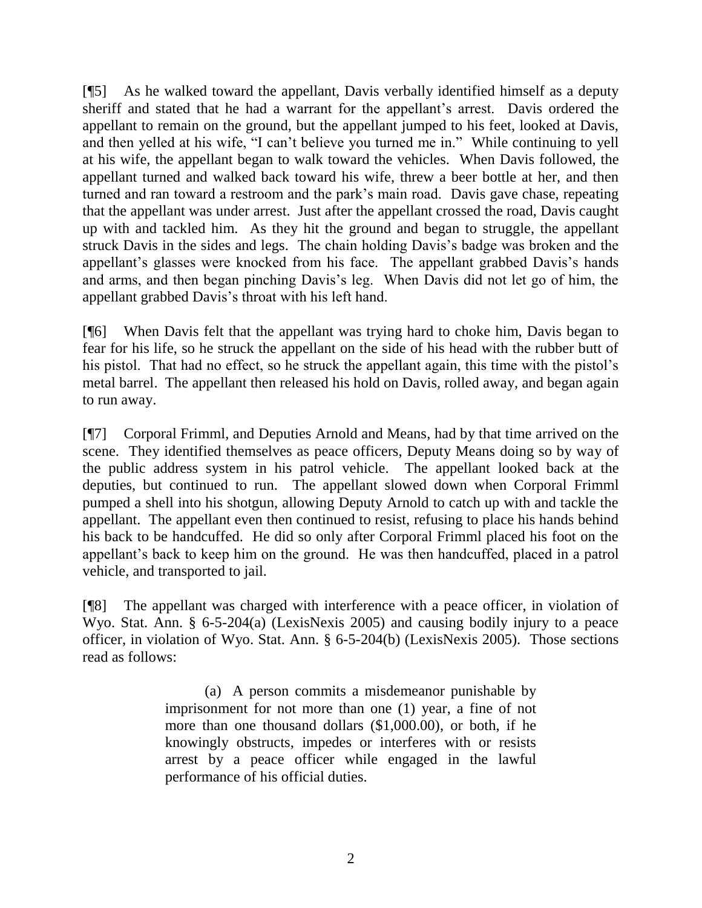[¶5] As he walked toward the appellant, Davis verbally identified himself as a deputy sheriff and stated that he had a warrant for the appellant's arrest. Davis ordered the appellant to remain on the ground, but the appellant jumped to his feet, looked at Davis, and then yelled at his wife, "I can't believe you turned me in." While continuing to yell at his wife, the appellant began to walk toward the vehicles. When Davis followed, the appellant turned and walked back toward his wife, threw a beer bottle at her, and then turned and ran toward a restroom and the park's main road. Davis gave chase, repeating that the appellant was under arrest. Just after the appellant crossed the road, Davis caught up with and tackled him. As they hit the ground and began to struggle, the appellant struck Davis in the sides and legs. The chain holding Davis's badge was broken and the appellant's glasses were knocked from his face. The appellant grabbed Davis's hands and arms, and then began pinching Davis's leg. When Davis did not let go of him, the appellant grabbed Davis's throat with his left hand.

[¶6] When Davis felt that the appellant was trying hard to choke him, Davis began to fear for his life, so he struck the appellant on the side of his head with the rubber butt of his pistol. That had no effect, so he struck the appellant again, this time with the pistol's metal barrel. The appellant then released his hold on Davis, rolled away, and began again to run away.

[¶7] Corporal Frimml, and Deputies Arnold and Means, had by that time arrived on the scene. They identified themselves as peace officers, Deputy Means doing so by way of the public address system in his patrol vehicle. The appellant looked back at the deputies, but continued to run. The appellant slowed down when Corporal Frimml pumped a shell into his shotgun, allowing Deputy Arnold to catch up with and tackle the appellant. The appellant even then continued to resist, refusing to place his hands behind his back to be handcuffed. He did so only after Corporal Frimml placed his foot on the appellant's back to keep him on the ground. He was then handcuffed, placed in a patrol vehicle, and transported to jail.

[¶8] The appellant was charged with interference with a peace officer, in violation of Wyo. Stat. Ann. § 6-5-204(a) (LexisNexis 2005) and causing bodily injury to a peace officer, in violation of Wyo. Stat. Ann. § 6-5-204(b) (LexisNexis 2005). Those sections read as follows:

> (a) A person commits a misdemeanor punishable by imprisonment for not more than one (1) year, a fine of not more than one thousand dollars ($1,000.00), or both, if he knowingly obstructs, impedes or interferes with or resists arrest by a peace officer while engaged in the lawful performance of his official duties.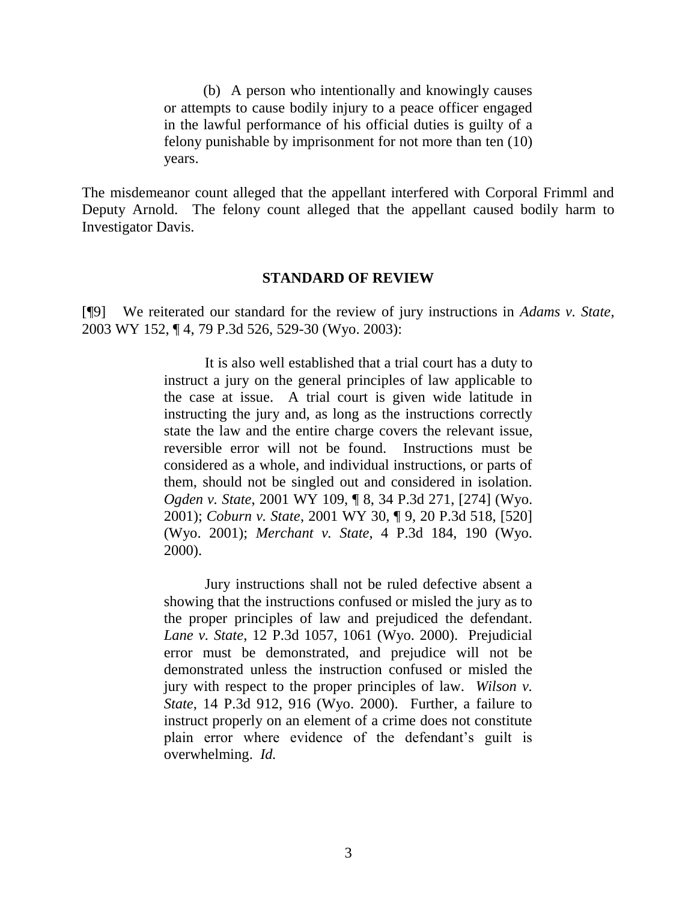> (b) A person who intentionally and knowingly causes or attempts to cause bodily injury to a peace officer engaged in the lawful performance of his official duties is guilty of a felony punishable by imprisonment for not more than ten (10) years.

The misdemeanor count alleged that the appellant interfered with Corporal Frimml and Deputy Arnold. The felony count alleged that the appellant caused bodily harm to Investigator Davis.

## STANDARD OF REVIEW

[¶9] We reiterated our standard for the review of jury instructions in *Adams v. State*, 2003 WY 152, ¶ 4, 79 P.3d 526, 529-30 (Wyo. 2003):

> It is also well established that a trial court has a duty to instruct a jury on the general principles of law applicable to the case at issue. A trial court is given wide latitude in instructing the jury and, as long as the instructions correctly state the law and the entire charge covers the relevant issue, reversible error will not be found. Instructions must be considered as a whole, and individual instructions, or parts of them, should not be singled out and considered in isolation. *Ogden v. State*, 2001 WY 109, ¶ 8, 34 P.3d 271, [274] (Wyo. 2001); *Coburn v. State*, 2001 WY 30, ¶ 9, 20 P.3d 518, [520] (Wyo. 2001); *Merchant v. State*, 4 P.3d 184, 190 (Wyo. 2000).
>
> Jury instructions shall not be ruled defective absent a showing that the instructions confused or misled the jury as to the proper principles of law and prejudiced the defendant. *Lane v. State*, 12 P.3d 1057, 1061 (Wyo. 2000). Prejudicial error must be demonstrated, and prejudice will not be demonstrated unless the instruction confused or misled the jury with respect to the proper principles of law. *Wilson v. State*, 14 P.3d 912, 916 (Wyo. 2000). Further, a failure to instruct properly on an element of a crime does not constitute plain error where evidence of the defendant's guilt is overwhelming. *Id.*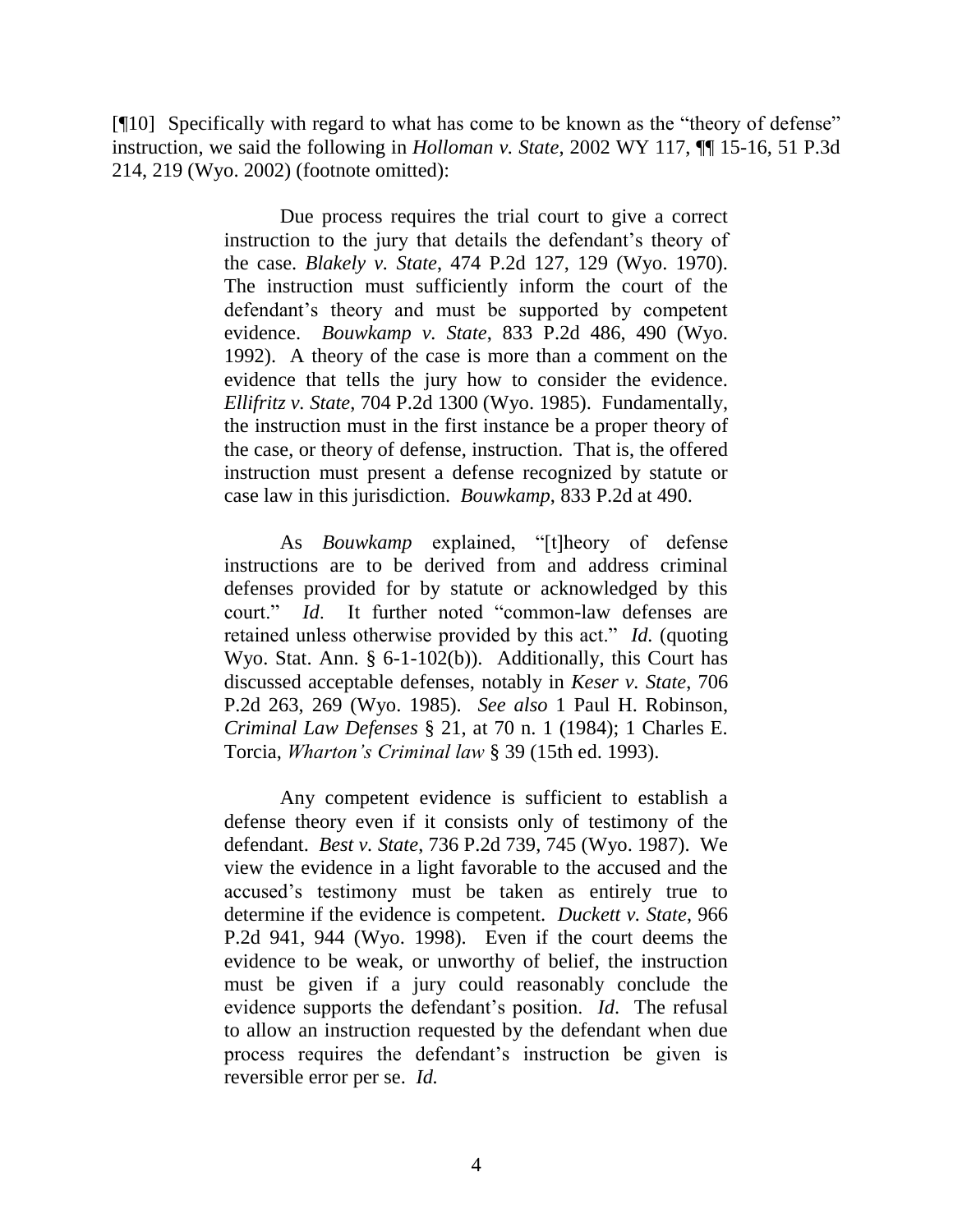[¶10] Specifically with regard to what has come to be known as the "theory of defense" instruction, we said the following in *Holloman v. State*, 2002 WY 117, ¶¶ 15-16, 51 P.3d 214, 219 (Wyo. 2002) (footnote omitted):

> Due process requires the trial court to give a correct instruction to the jury that details the defendant's theory of the case. *Blakely v. State*, 474 P.2d 127, 129 (Wyo. 1970). The instruction must sufficiently inform the court of the defendant's theory and must be supported by competent evidence. *Bouwkamp v. State*, 833 P.2d 486, 490 (Wyo. 1992). A theory of the case is more than a comment on the evidence that tells the jury how to consider the evidence. *Ellifritz v. State*, 704 P.2d 1300 (Wyo. 1985). Fundamentally, the instruction must in the first instance be a proper theory of the case, or theory of defense, instruction. That is, the offered instruction must present a defense recognized by statute or case law in this jurisdiction. *Bouwkamp*, 833 P.2d at 490.
>
> As *Bouwkamp* explained, "[t]heory of defense instructions are to be derived from and address criminal defenses provided for by statute or acknowledged by this court." *Id*. It further noted "common-law defenses are retained unless otherwise provided by this act." *Id.* (quoting Wyo. Stat. Ann. § 6-1-102(b)). Additionally, this Court has discussed acceptable defenses, notably in *Keser v. State*, 706 P.2d 263, 269 (Wyo. 1985). *See also* 1 Paul H. Robinson, *Criminal Law Defenses* § 21, at 70 n. 1 (1984); 1 Charles E. Torcia, *Wharton's Criminal law* § 39 (15th ed. 1993).
>
> Any competent evidence is sufficient to establish a defense theory even if it consists only of testimony of the defendant. *Best v. State*, 736 P.2d 739, 745 (Wyo. 1987). We view the evidence in a light favorable to the accused and the accused's testimony must be taken as entirely true to determine if the evidence is competent. *Duckett v. State*, 966 P.2d 941, 944 (Wyo. 1998). Even if the court deems the evidence to be weak, or unworthy of belief, the instruction must be given if a jury could reasonably conclude the evidence supports the defendant's position. *Id*. The refusal to allow an instruction requested by the defendant when due process requires the defendant's instruction be given is reversible error per se. *Id.*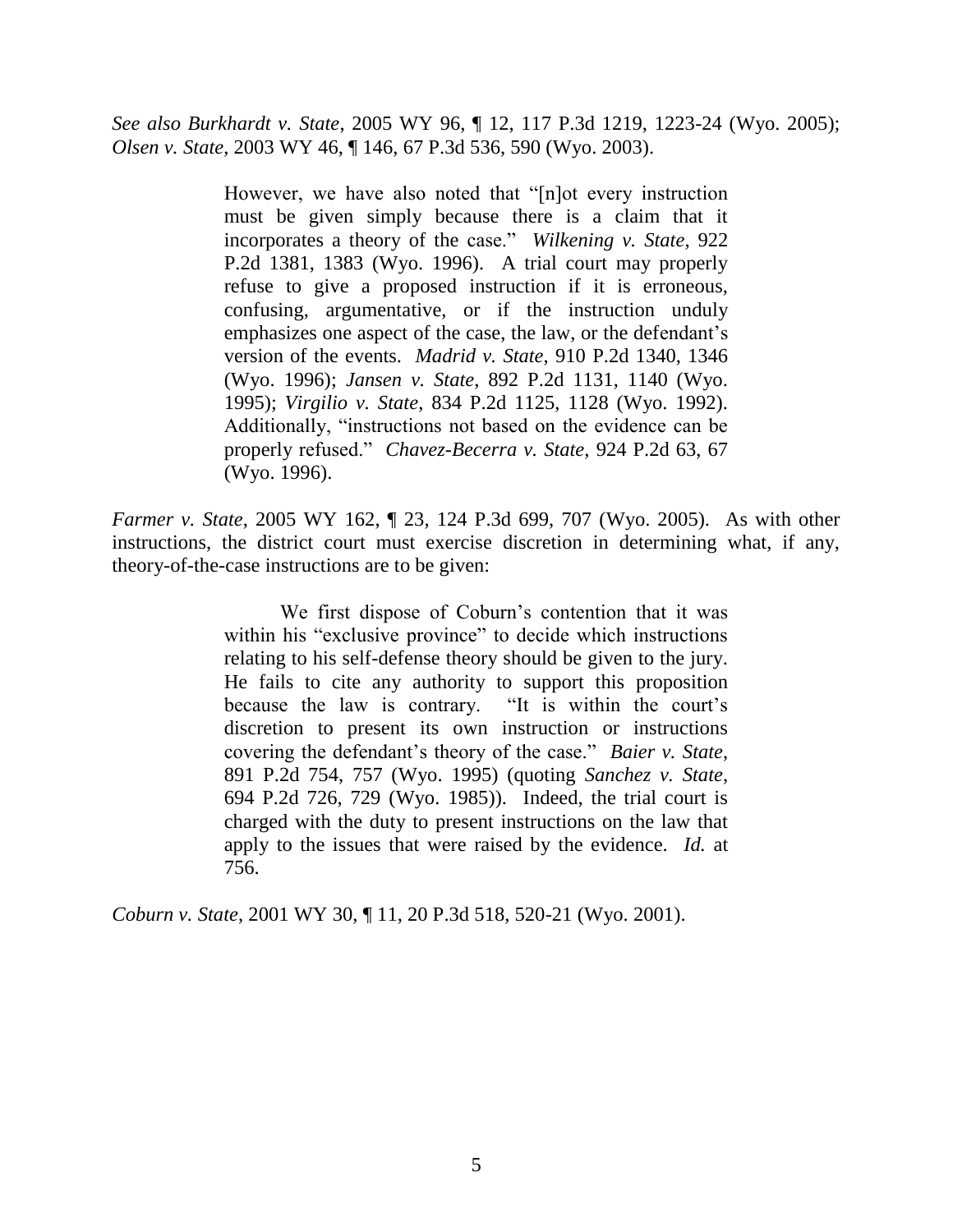*See also Burkhardt v. State*, 2005 WY 96, ¶ 12, 117 P.3d 1219, 1223-24 (Wyo. 2005); *Olsen v. State*, 2003 WY 46, ¶ 146, 67 P.3d 536, 590 (Wyo. 2003).

> However, we have also noted that "[n]ot every instruction must be given simply because there is a claim that it incorporates a theory of the case." *Wilkening v. State*, 922 P.2d 1381, 1383 (Wyo. 1996). A trial court may properly refuse to give a proposed instruction if it is erroneous, confusing, argumentative, or if the instruction unduly emphasizes one aspect of the case, the law, or the defendant's version of the events. *Madrid v. State*, 910 P.2d 1340, 1346 (Wyo. 1996); *Jansen v. State*, 892 P.2d 1131, 1140 (Wyo. 1995); *Virgilio v. State*, 834 P.2d 1125, 1128 (Wyo. 1992). Additionally, "instructions not based on the evidence can be properly refused." *Chavez-Becerra v. State*, 924 P.2d 63, 67 (Wyo. 1996).

*Farmer v. State*, 2005 WY 162, ¶ 23, 124 P.3d 699, 707 (Wyo. 2005). As with other instructions, the district court must exercise discretion in determining what, if any, theory-of-the-case instructions are to be given:

> We first dispose of Coburn's contention that it was within his "exclusive province" to decide which instructions relating to his self-defense theory should be given to the jury. He fails to cite any authority to support this proposition because the law is contrary. "It is within the court's discretion to present its own instruction or instructions covering the defendant's theory of the case." *Baier v. State*, 891 P.2d 754, 757 (Wyo. 1995) (quoting *Sanchez v. State*, 694 P.2d 726, 729 (Wyo. 1985)). Indeed, the trial court is charged with the duty to present instructions on the law that apply to the issues that were raised by the evidence. *Id.* at 756.

*Coburn v. State*, 2001 WY 30, ¶ 11, 20 P.3d 518, 520-21 (Wyo. 2001).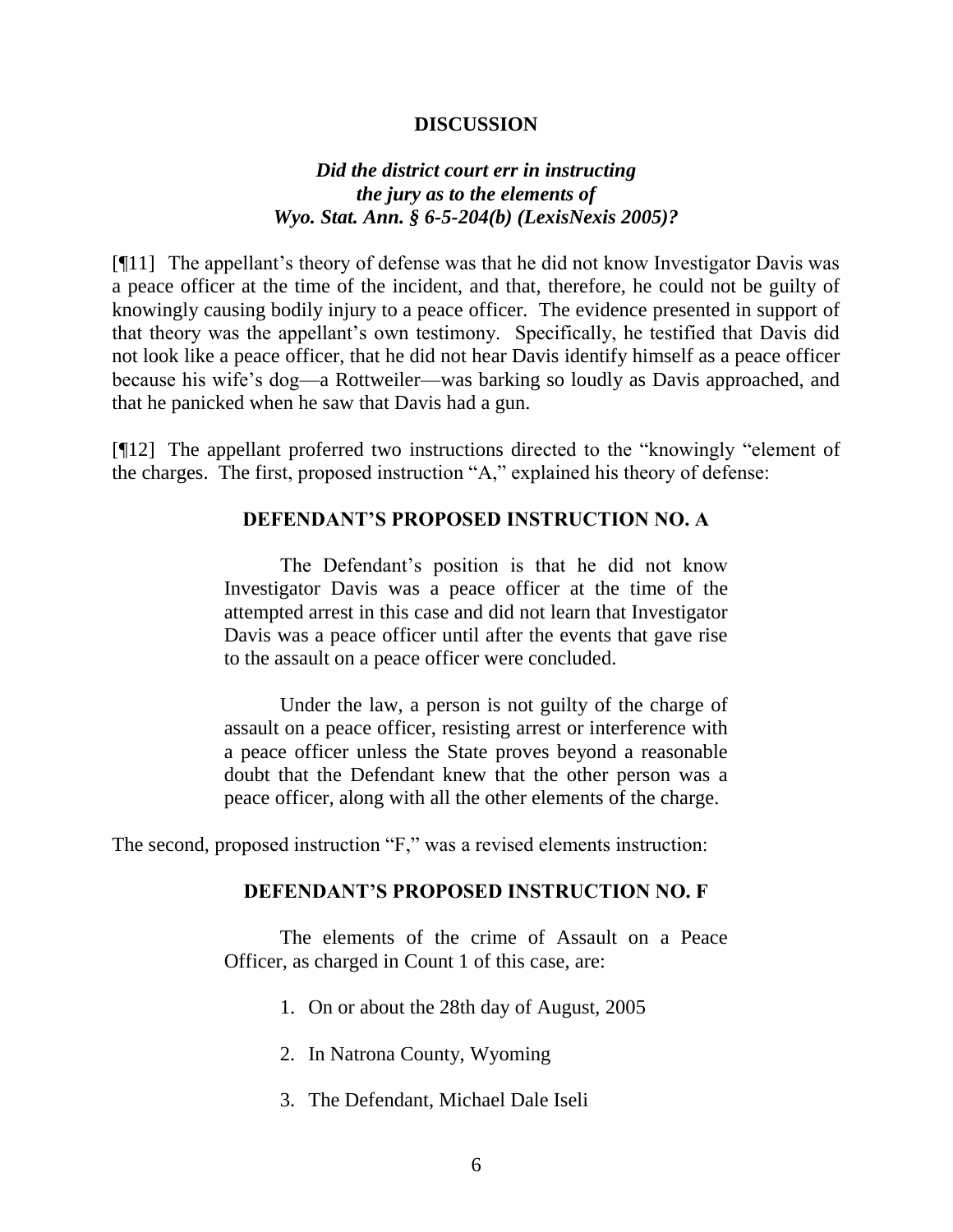## DISCUSSION

### *Did the district court err in instructing the jury as to the elements of Wyo. Stat. Ann. § 6-5-204(b) (LexisNexis 2005)?*

[¶11] The appellant's theory of defense was that he did not know Investigator Davis was a peace officer at the time of the incident, and that, therefore, he could not be guilty of knowingly causing bodily injury to a peace officer. The evidence presented in support of that theory was the appellant's own testimony. Specifically, he testified that Davis did not look like a peace officer, that he did not hear Davis identify himself as a peace officer because his wife's dog—a Rottweiler—was barking so loudly as Davis approached, and that he panicked when he saw that Davis had a gun.

[¶12] The appellant proferred two instructions directed to the "knowingly "element of the charges. The first, proposed instruction "A," explained his theory of defense:

> **DEFENDANT'S PROPOSED INSTRUCTION NO. A**
>
> The Defendant's position is that he did not know Investigator Davis was a peace officer at the time of the attempted arrest in this case and did not learn that Investigator Davis was a peace officer until after the events that gave rise to the assault on a peace officer were concluded.
>
> Under the law, a person is not guilty of the charge of assault on a peace officer, resisting arrest or interference with a peace officer unless the State proves beyond a reasonable doubt that the Defendant knew that the other person was a peace officer, along with all the other elements of the charge.

The second, proposed instruction "F," was a revised elements instruction:

> **DEFENDANT'S PROPOSED INSTRUCTION NO. F**
>
> The elements of the crime of Assault on a Peace Officer, as charged in Count 1 of this case, are:
>
> 1. On or about the 28th day of August, 2005
> 2. In Natrona County, Wyoming
> 3. The Defendant, Michael Dale Iseli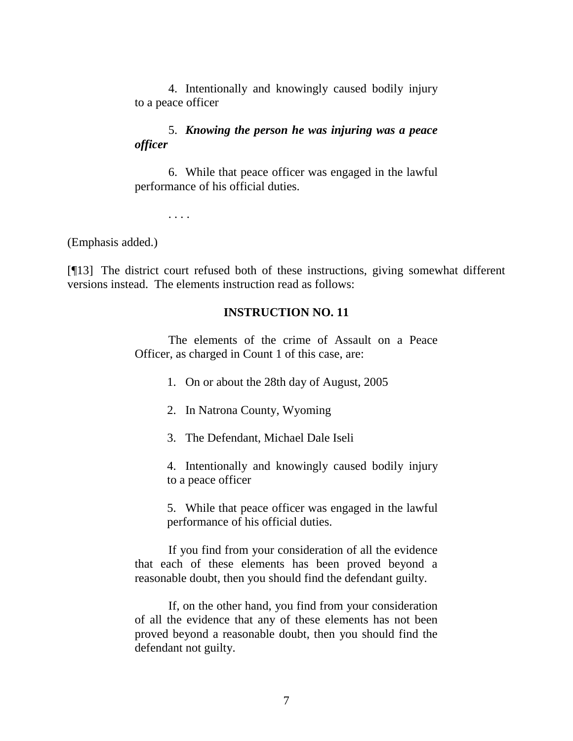> 4. Intentionally and knowingly caused bodily injury to a peace officer
>
> 5. ***Knowing the person he was injuring was a peace officer***
>
> 6. While that peace officer was engaged in the lawful performance of his official duties.
>
> . . . .

(Emphasis added.)

[¶13] The district court refused both of these instructions, giving somewhat different versions instead. The elements instruction read as follows:

> **INSTRUCTION NO. 11**
>
> The elements of the crime of Assault on a Peace Officer, as charged in Count 1 of this case, are:
>
> 1. On or about the 28th day of August, 2005
>
> 2. In Natrona County, Wyoming
>
> 3. The Defendant, Michael Dale Iseli
>
> 4. Intentionally and knowingly caused bodily injury to a peace officer
>
> 5. While that peace officer was engaged in the lawful performance of his official duties.
>
> If you find from your consideration of all the evidence that each of these elements has been proved beyond a reasonable doubt, then you should find the defendant guilty.
>
> If, on the other hand, you find from your consideration of all the evidence that any of these elements has not been proved beyond a reasonable doubt, then you should find the defendant not guilty.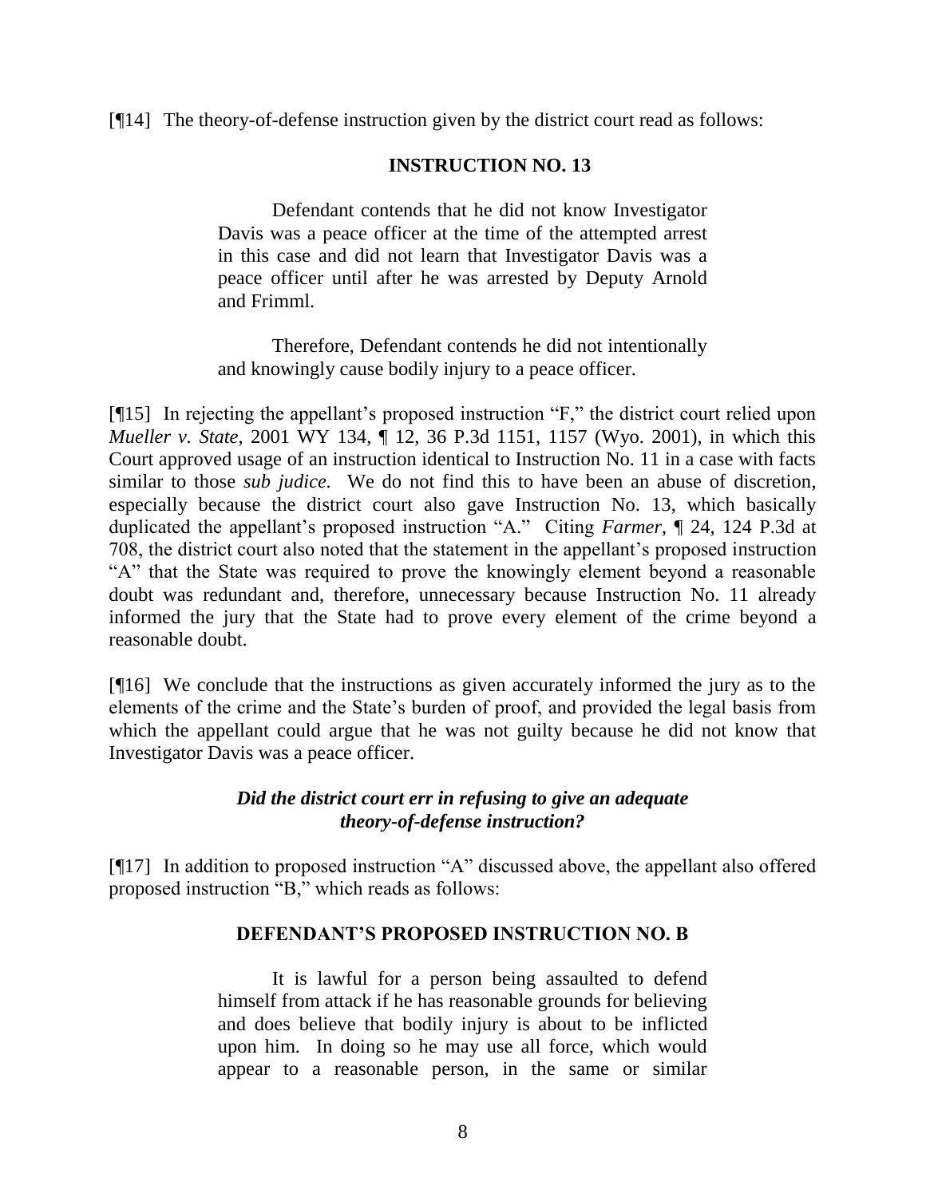[¶14] The theory-of-defense instruction given by the district court read as follows:

**INSTRUCTION NO. 13**

> Defendant contends that he did not know Investigator Davis was a peace officer at the time of the attempted arrest in this case and did not learn that Investigator Davis was a peace officer until after he was arrested by Deputy Arnold and Frimml.
>
> Therefore, Defendant contends he did not intentionally and knowingly cause bodily injury to a peace officer.

[¶15] In rejecting the appellant's proposed instruction "F," the district court relied upon *Mueller v. State*, 2001 WY 134, ¶ 12, 36 P.3d 1151, 1157 (Wyo. 2001), in which this Court approved usage of an instruction identical to Instruction No. 11 in a case with facts similar to those *sub judice.* We do not find this to have been an abuse of discretion, especially because the district court also gave Instruction No. 13, which basically duplicated the appellant's proposed instruction "A." Citing *Farmer*, ¶ 24, 124 P.3d at 708, the district court also noted that the statement in the appellant's proposed instruction "A" that the State was required to prove the knowingly element beyond a reasonable doubt was redundant and, therefore, unnecessary because Instruction No. 11 already informed the jury that the State had to prove every element of the crime beyond a reasonable doubt.

[¶16] We conclude that the instructions as given accurately informed the jury as to the elements of the crime and the State's burden of proof, and provided the legal basis from which the appellant could argue that he was not guilty because he did not know that Investigator Davis was a peace officer.

### *Did the district court err in refusing to give an adequate theory-of-defense instruction?*

[¶17] In addition to proposed instruction "A" discussed above, the appellant also offered proposed instruction "B," which reads as follows:

**DEFENDANT'S PROPOSED INSTRUCTION NO. B**

> It is lawful for a person being assaulted to defend himself from attack if he has reasonable grounds for believing and does believe that bodily injury is about to be inflicted upon him. In doing so he may use all force, which would appear to a reasonable person, in the same or similar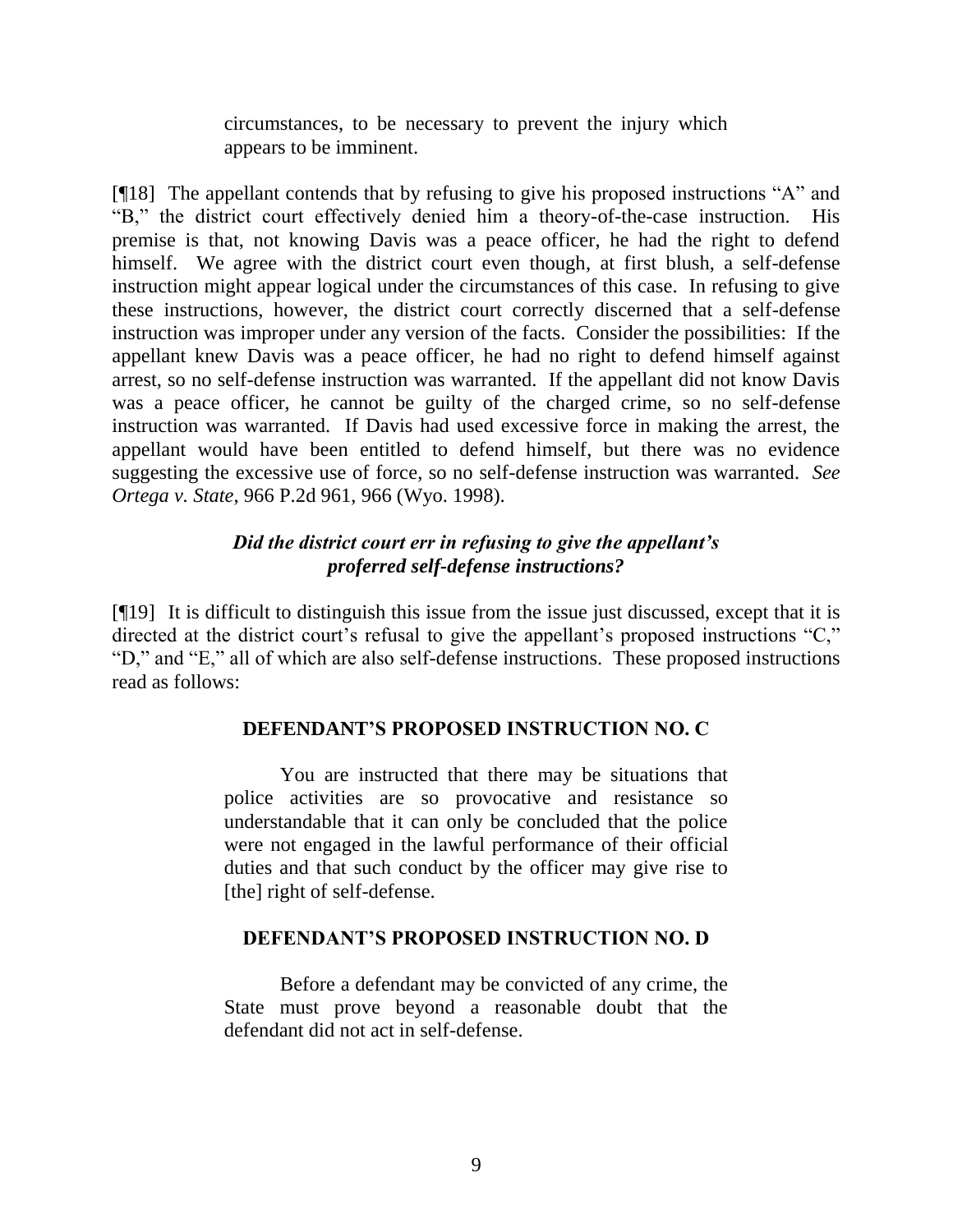> circumstances, to be necessary to prevent the injury which appears to be imminent.

[¶18] The appellant contends that by refusing to give his proposed instructions "A" and "B," the district court effectively denied him a theory-of-the-case instruction. His premise is that, not knowing Davis was a peace officer, he had the right to defend himself. We agree with the district court even though, at first blush, a self-defense instruction might appear logical under the circumstances of this case. In refusing to give these instructions, however, the district court correctly discerned that a self-defense instruction was improper under any version of the facts. Consider the possibilities: If the appellant knew Davis was a peace officer, he had no right to defend himself against arrest, so no self-defense instruction was warranted. If the appellant did not know Davis was a peace officer, he cannot be guilty of the charged crime, so no self-defense instruction was warranted. If Davis had used excessive force in making the arrest, the appellant would have been entitled to defend himself, but there was no evidence suggesting the excessive use of force, so no self-defense instruction was warranted. *See Ortega v. State*, 966 P.2d 961, 966 (Wyo. 1998).

### *Did the district court err in refusing to give the appellant's proferred self-defense instructions?*

[¶19] It is difficult to distinguish this issue from the issue just discussed, except that it is directed at the district court's refusal to give the appellant's proposed instructions "C," "D," and "E," all of which are also self-defense instructions. These proposed instructions read as follows:

> **DEFENDANT'S PROPOSED INSTRUCTION NO. C**
>
> You are instructed that there may be situations that police activities are so provocative and resistance so understandable that it can only be concluded that the police were not engaged in the lawful performance of their official duties and that such conduct by the officer may give rise to [the] right of self-defense.
>
> **DEFENDANT'S PROPOSED INSTRUCTION NO. D**
>
> Before a defendant may be convicted of any crime, the State must prove beyond a reasonable doubt that the defendant did not act in self-defense.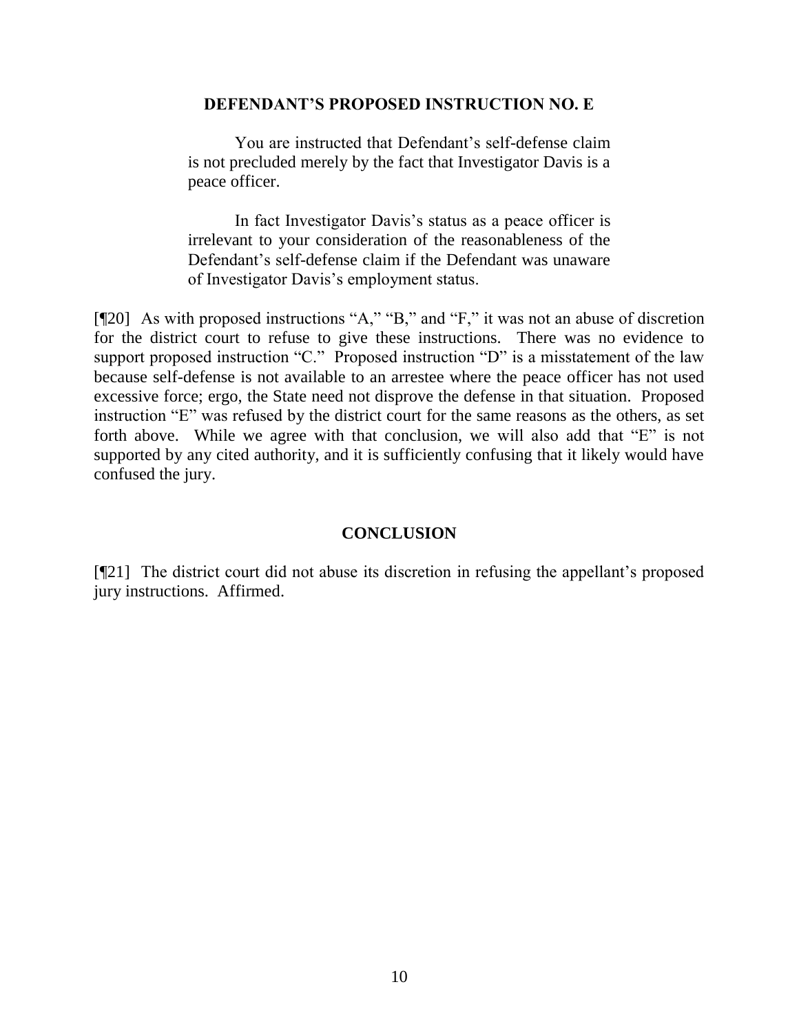**DEFENDANT'S PROPOSED INSTRUCTION NO. E**

> You are instructed that Defendant's self-defense claim is not precluded merely by the fact that Investigator Davis is a peace officer.
>
> In fact Investigator Davis's status as a peace officer is irrelevant to your consideration of the reasonableness of the Defendant's self-defense claim if the Defendant was unaware of Investigator Davis's employment status.

[¶20] As with proposed instructions "A," "B," and "F," it was not an abuse of discretion for the district court to refuse to give these instructions. There was no evidence to support proposed instruction "C." Proposed instruction "D" is a misstatement of the law because self-defense is not available to an arrestee where the peace officer has not used excessive force; ergo, the State need not disprove the defense in that situation. Proposed instruction "E" was refused by the district court for the same reasons as the others, as set forth above. While we agree with that conclusion, we will also add that "E" is not supported by any cited authority, and it is sufficiently confusing that it likely would have confused the jury.

## CONCLUSION

[¶21] The district court did not abuse its discretion in refusing the appellant's proposed jury instructions. Affirmed.